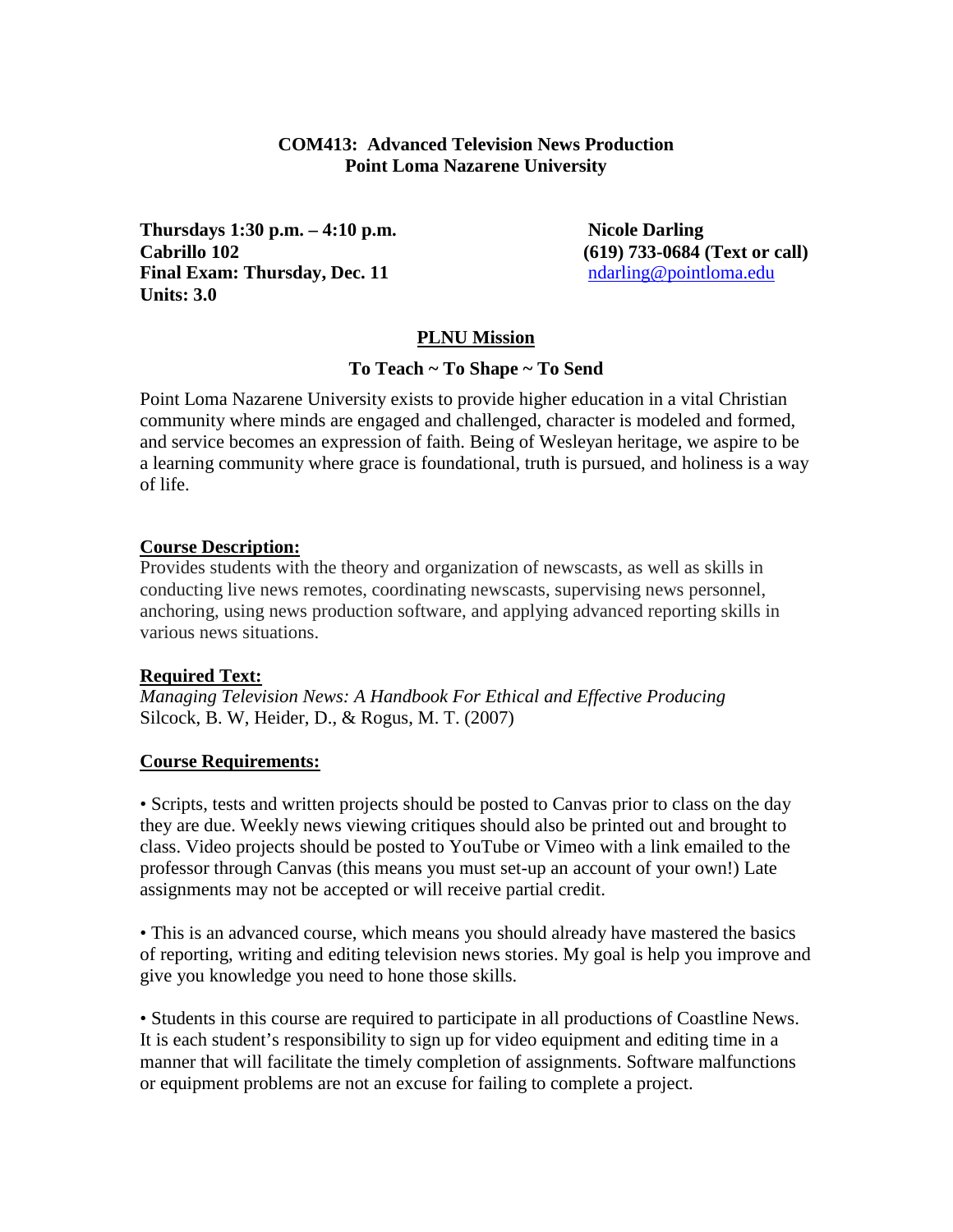# COM413: Advanced Television News Production
## Point Loma Nazarene University

**Thursdays 1:30 p.m. – 4:10 p.m.**
**Cabrillo 102**
**Final Exam: Thursday, Dec. 11**
**Units: 3.0**

**Nicole Darling**
**(619) 733-0684 (Text or call)**
ndarling@pointloma.edu

## PLNU Mission

**To Teach ~ To Shape ~ To Send**

Point Loma Nazarene University exists to provide higher education in a vital Christian community where minds are engaged and challenged, character is modeled and formed, and service becomes an expression of faith. Being of Wesleyan heritage, we aspire to be a learning community where grace is foundational, truth is pursued, and holiness is a way of life.

### Course Description:

Provides students with the theory and organization of newscasts, as well as skills in conducting live news remotes, coordinating newscasts, supervising news personnel, anchoring, using news production software, and applying advanced reporting skills in various news situations.

### Required Text:

*Managing Television News: A Handbook For Ethical and Effective Producing*
Silcock, B. W, Heider, D., & Rogus, M. T. (2007)

### Course Requirements:

• Scripts, tests and written projects should be posted to Canvas prior to class on the day they are due. Weekly news viewing critiques should also be printed out and brought to class. Video projects should be posted to YouTube or Vimeo with a link emailed to the professor through Canvas (this means you must set-up an account of your own!) Late assignments may not be accepted or will receive partial credit.

• This is an advanced course, which means you should already have mastered the basics of reporting, writing and editing television news stories. My goal is help you improve and give you knowledge you need to hone those skills.

• Students in this course are required to participate in all productions of Coastline News. It is each student's responsibility to sign up for video equipment and editing time in a manner that will facilitate the timely completion of assignments. Software malfunctions or equipment problems are not an excuse for failing to complete a project.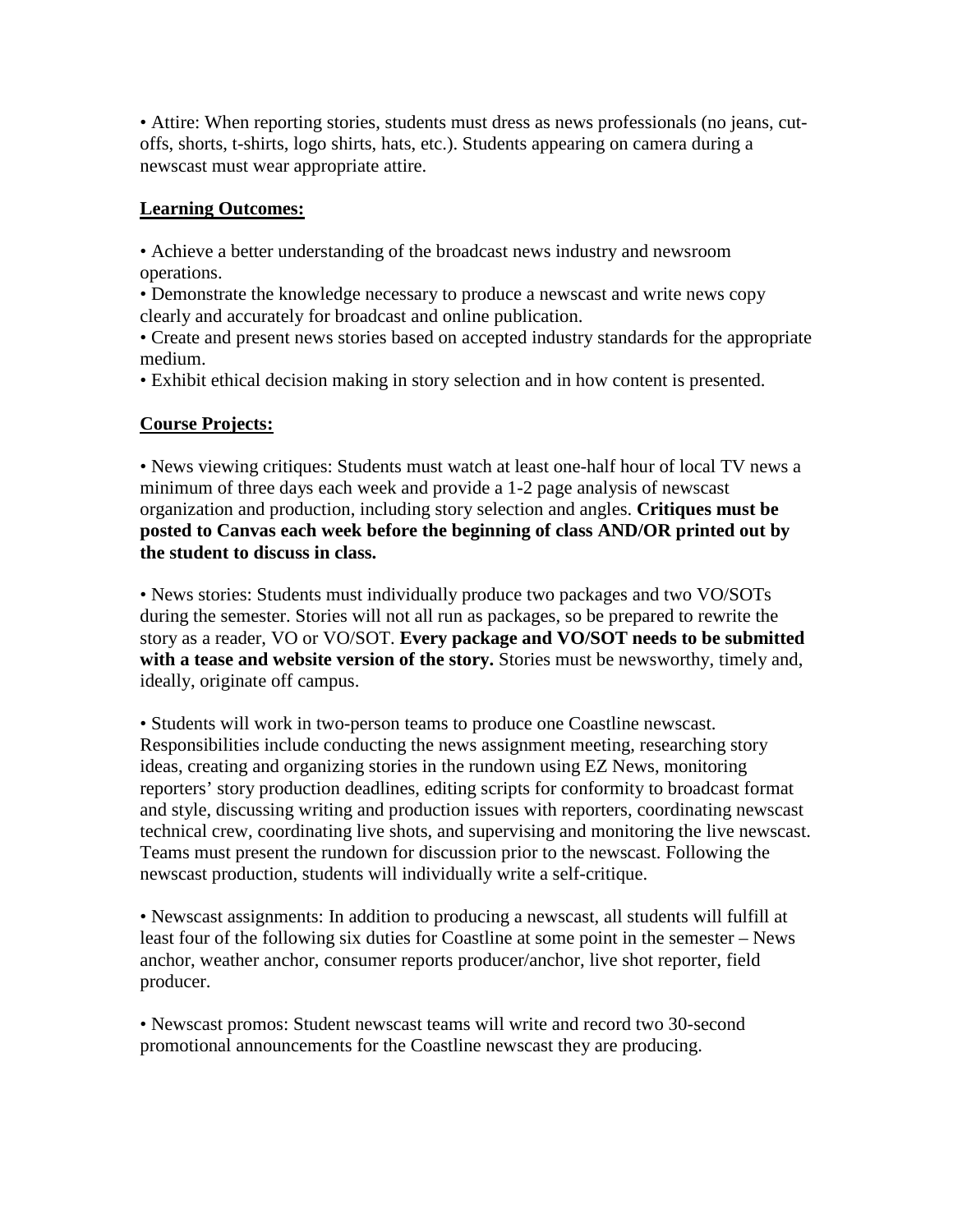• Attire: When reporting stories, students must dress as news professionals (no jeans, cut-offs, shorts, t-shirts, logo shirts, hats, etc.). Students appearing on camera during a newscast must wear appropriate attire.

## Learning Outcomes:

• Achieve a better understanding of the broadcast news industry and newsroom operations.
• Demonstrate the knowledge necessary to produce a newscast and write news copy clearly and accurately for broadcast and online publication.
• Create and present news stories based on accepted industry standards for the appropriate medium.
• Exhibit ethical decision making in story selection and in how content is presented.

## Course Projects:

• News viewing critiques: Students must watch at least one-half hour of local TV news a minimum of three days each week and provide a 1-2 page analysis of newscast organization and production, including story selection and angles. **Critiques must be posted to Canvas each week before the beginning of class AND/OR printed out by the student to discuss in class.**

• News stories: Students must individually produce two packages and two VO/SOTs during the semester. Stories will not all run as packages, so be prepared to rewrite the story as a reader, VO or VO/SOT. **Every package and VO/SOT needs to be submitted with a tease and website version of the story.** Stories must be newsworthy, timely and, ideally, originate off campus.

• Students will work in two-person teams to produce one Coastline newscast. Responsibilities include conducting the news assignment meeting, researching story ideas, creating and organizing stories in the rundown using EZ News, monitoring reporters' story production deadlines, editing scripts for conformity to broadcast format and style, discussing writing and production issues with reporters, coordinating newscast technical crew, coordinating live shots, and supervising and monitoring the live newscast. Teams must present the rundown for discussion prior to the newscast. Following the newscast production, students will individually write a self-critique.

• Newscast assignments: In addition to producing a newscast, all students will fulfill at least four of the following six duties for Coastline at some point in the semester – News anchor, weather anchor, consumer reports producer/anchor, live shot reporter, field producer.

• Newscast promos: Student newscast teams will write and record two 30-second promotional announcements for the Coastline newscast they are producing.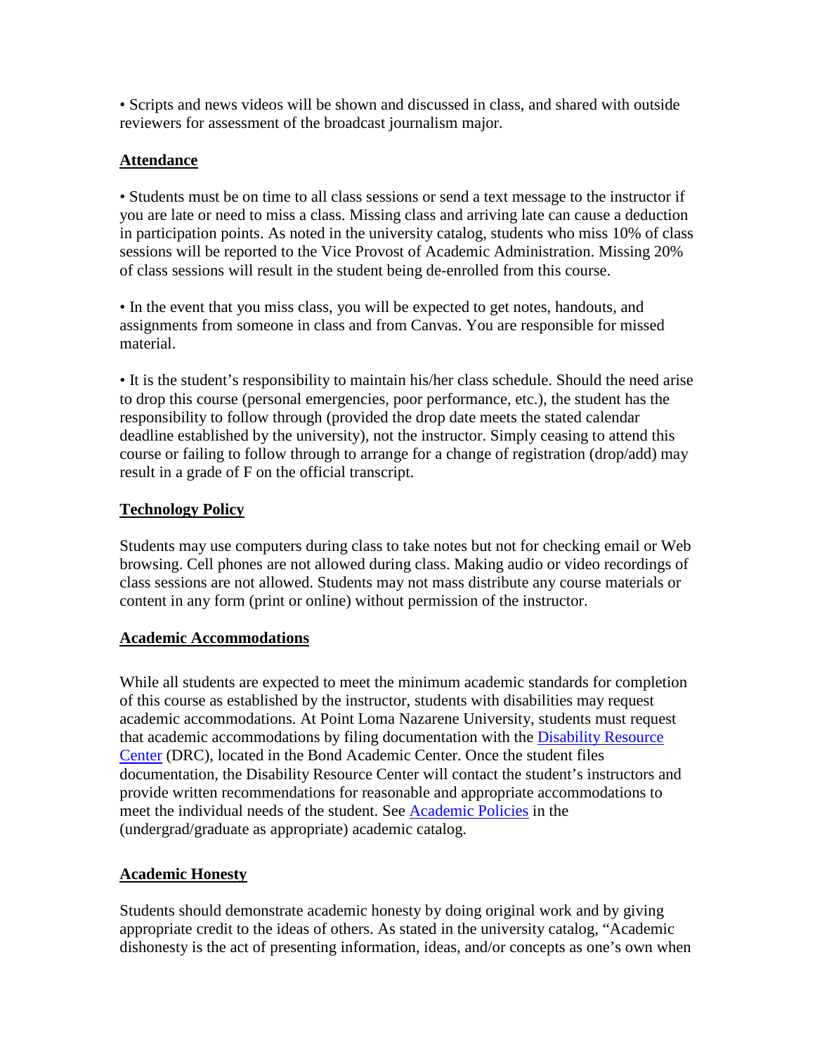• Scripts and news videos will be shown and discussed in class, and shared with outside reviewers for assessment of the broadcast journalism major.

## Attendance

• Students must be on time to all class sessions or send a text message to the instructor if you are late or need to miss a class. Missing class and arriving late can cause a deduction in participation points. As noted in the university catalog, students who miss 10% of class sessions will be reported to the Vice Provost of Academic Administration. Missing 20% of class sessions will result in the student being de-enrolled from this course.

• In the event that you miss class, you will be expected to get notes, handouts, and assignments from someone in class and from Canvas. You are responsible for missed material.

• It is the student's responsibility to maintain his/her class schedule. Should the need arise to drop this course (personal emergencies, poor performance, etc.), the student has the responsibility to follow through (provided the drop date meets the stated calendar deadline established by the university), not the instructor. Simply ceasing to attend this course or failing to follow through to arrange for a change of registration (drop/add) may result in a grade of F on the official transcript.

## Technology Policy

Students may use computers during class to take notes but not for checking email or Web browsing. Cell phones are not allowed during class. Making audio or video recordings of class sessions are not allowed. Students may not mass distribute any course materials or content in any form (print or online) without permission of the instructor.

## Academic Accommodations

While all students are expected to meet the minimum academic standards for completion of this course as established by the instructor, students with disabilities may request academic accommodations. At Point Loma Nazarene University, students must request that academic accommodations by filing documentation with the Disability Resource Center (DRC), located in the Bond Academic Center. Once the student files documentation, the Disability Resource Center will contact the student's instructors and provide written recommendations for reasonable and appropriate accommodations to meet the individual needs of the student. See Academic Policies in the (undergrad/graduate as appropriate) academic catalog.

## Academic Honesty

Students should demonstrate academic honesty by doing original work and by giving appropriate credit to the ideas of others. As stated in the university catalog, "Academic dishonesty is the act of presenting information, ideas, and/or concepts as one's own when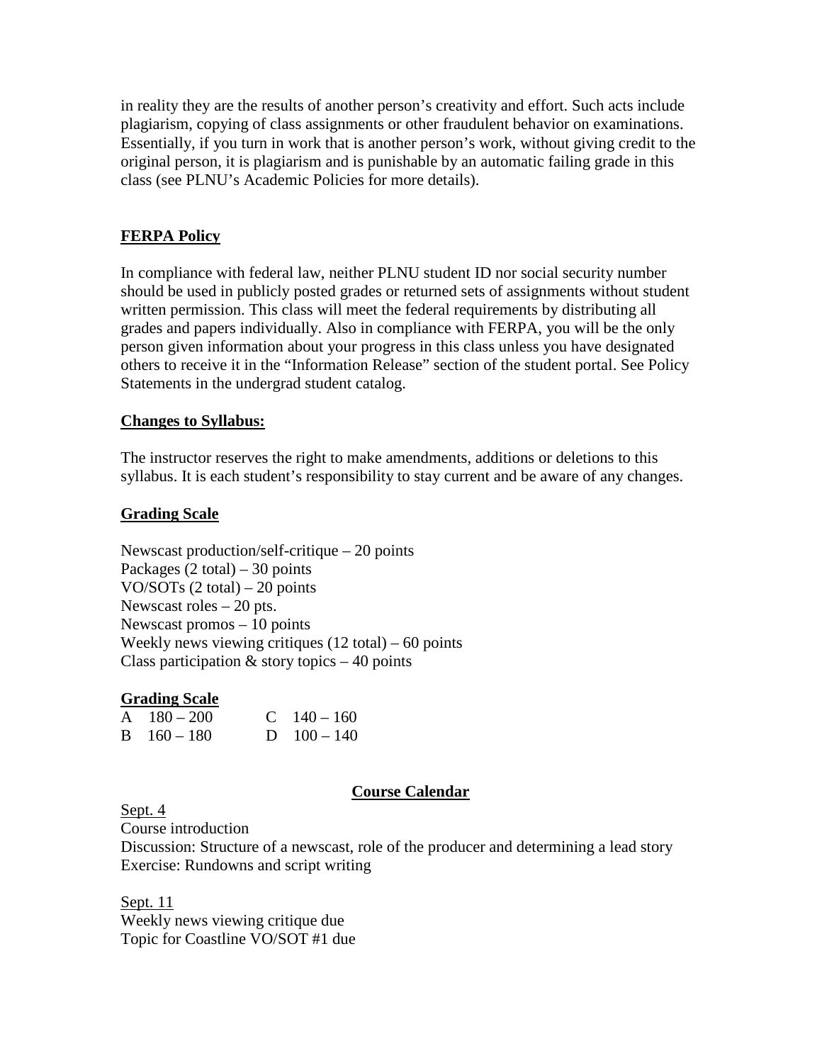in reality they are the results of another person's creativity and effort. Such acts include plagiarism, copying of class assignments or other fraudulent behavior on examinations. Essentially, if you turn in work that is another person's work, without giving credit to the original person, it is plagiarism and is punishable by an automatic failing grade in this class (see PLNU's Academic Policies for more details).

## FERPA Policy

In compliance with federal law, neither PLNU student ID nor social security number should be used in publicly posted grades or returned sets of assignments without student written permission. This class will meet the federal requirements by distributing all grades and papers individually. Also in compliance with FERPA, you will be the only person given information about your progress in this class unless you have designated others to receive it in the "Information Release" section of the student portal. See Policy Statements in the undergrad student catalog.

## Changes to Syllabus:

The instructor reserves the right to make amendments, additions or deletions to this syllabus. It is each student's responsibility to stay current and be aware of any changes.

## Grading Scale

Newscast production/self-critique – 20 points
Packages (2 total) – 30 points
VO/SOTs (2 total) – 20 points
Newscast roles – 20 pts.
Newscast promos – 10 points
Weekly news viewing critiques (12 total) – 60 points
Class participation & story topics – 40 points

## Grading Scale

| | | | |
|---|---|---|---|
| A | 180 – 200 | C | 140 – 160 |
| B | 160 – 180 | D | 100 – 140 |

## Course Calendar

Sept. 4
Course introduction
Discussion: Structure of a newscast, role of the producer and determining a lead story
Exercise: Rundowns and script writing

Sept. 11
Weekly news viewing critique due
Topic for Coastline VO/SOT #1 due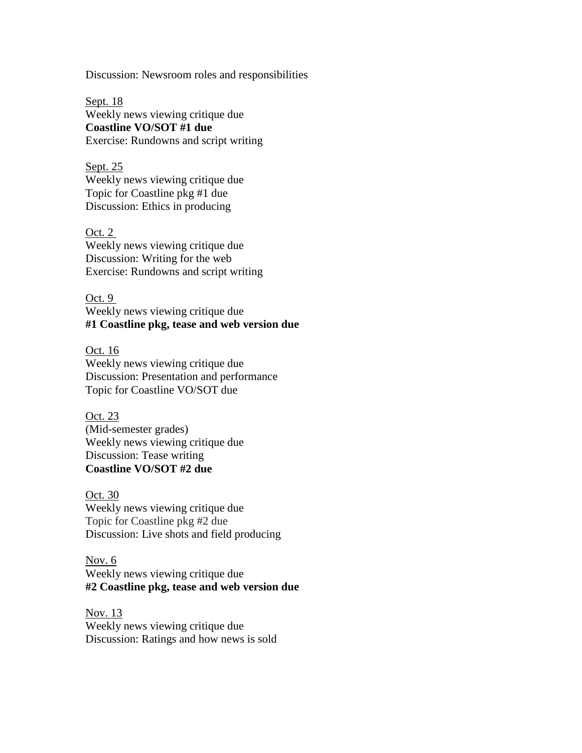Discussion: Newsroom roles and responsibilities

Sept. 18
Weekly news viewing critique due
**Coastline VO/SOT #1 due**
Exercise: Rundowns and script writing

Sept. 25
Weekly news viewing critique due
Topic for Coastline pkg #1 due
Discussion: Ethics in producing

Oct. 2
Weekly news viewing critique due
Discussion: Writing for the web
Exercise: Rundowns and script writing

Oct. 9
Weekly news viewing critique due
**#1 Coastline pkg, tease and web version due**

Oct. 16
Weekly news viewing critique due
Discussion: Presentation and performance
Topic for Coastline VO/SOT due

Oct. 23
(Mid-semester grades)
Weekly news viewing critique due
Discussion: Tease writing
**Coastline VO/SOT #2 due**

Oct. 30
Weekly news viewing critique due
Topic for Coastline pkg #2 due
Discussion: Live shots and field producing

Nov. 6
Weekly news viewing critique due
**#2 Coastline pkg, tease and web version due**

Nov. 13
Weekly news viewing critique due
Discussion: Ratings and how news is sold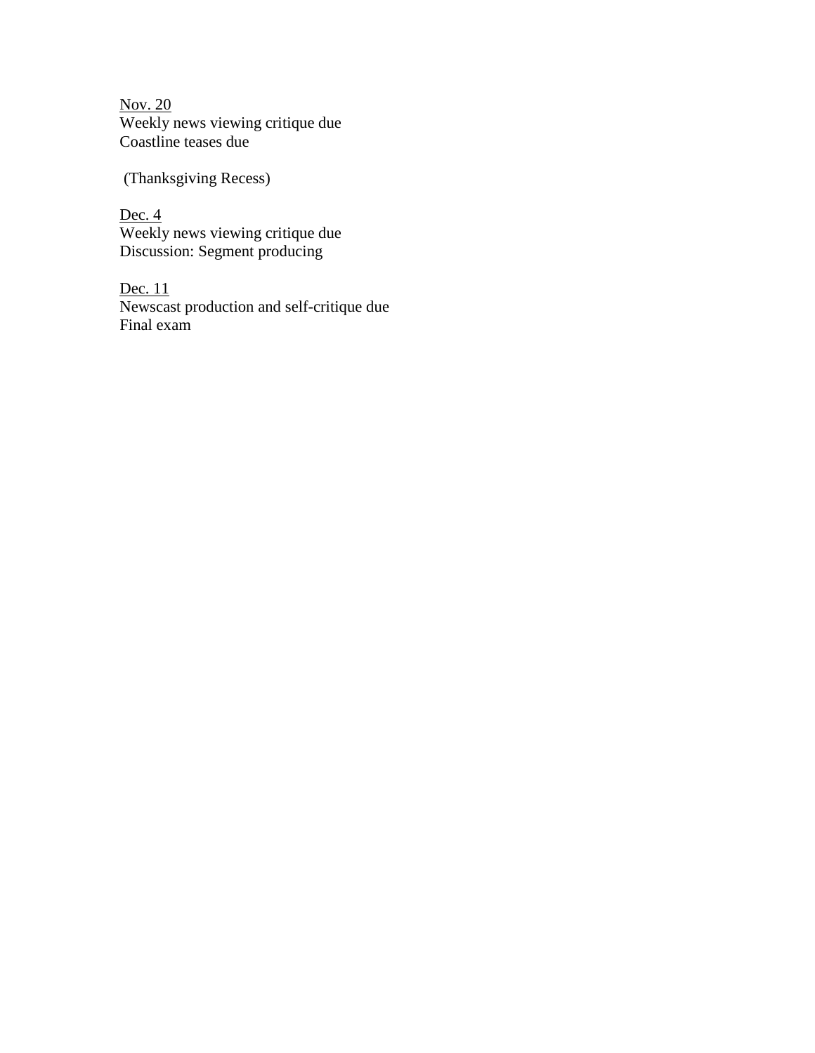<u>Nov. 20</u>
Weekly news viewing critique due
Coastline teases due

(Thanksgiving Recess)

<u>Dec. 4</u>
Weekly news viewing critique due
Discussion: Segment producing

<u>Dec. 11</u>
Newscast production and self-critique due
Final exam